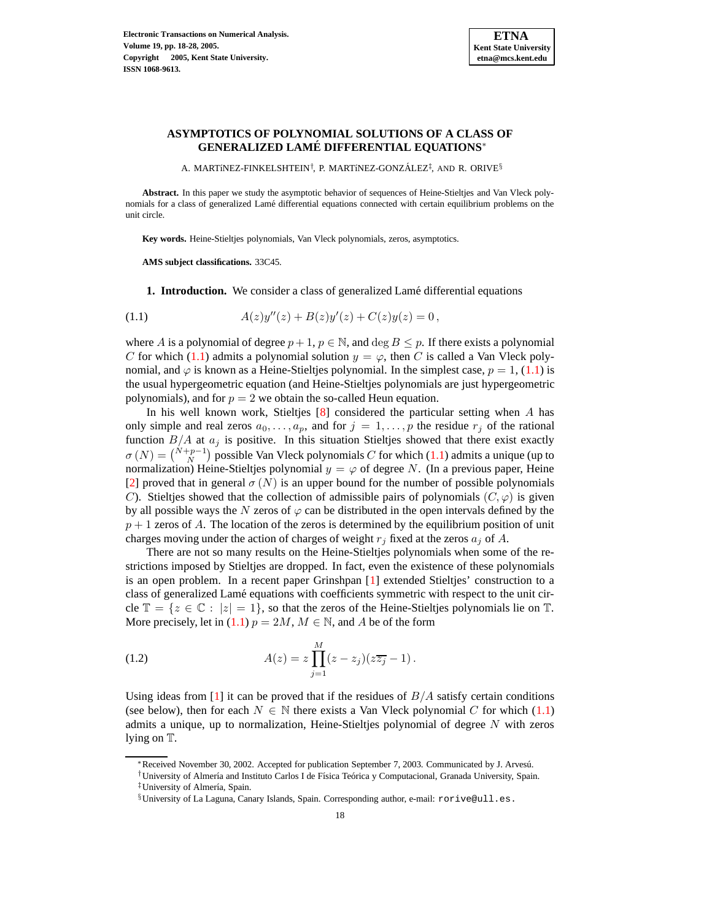# ASYMPTOTICS OF POLYNOMIAL SOLUTIONS OF A CLASS OF GENERALIZED LAMÉ DIFFERENTIAL EQUATIONS*

A. MARTÍNEZ-FINKELSHTEIN†, P. MARTÍNEZ-GONZÁLEZ‡, AND R. ORIVE§

**Abstract.** In this paper we study the asymptotic behavior of sequences of Heine-Stieltjes and Van Vleck polynomials for a class of generalized Lamé differential equations connected with certain equilibrium problems on the unit circle.

**Key words.** Heine-Stieltjes polynomials, Van Vleck polynomials, zeros, asymptotics.

**AMS subject classifications.** 33C45.

**1. Introduction.** We consider a class of generalized Lamé differential equations

$$A(z)y''(z) + B(z)y'(z) + C(z)y(z) = 0\,, \tag{1.1}$$

where $A$ is a polynomial of degree $p+1$, $p \in \mathbb{N}$, and $\deg B \le p$. If there exists a polynomial $C$ for which (1.1) admits a polynomial solution $y = \varphi$, then $C$ is called a Van Vleck polynomial, and $\varphi$ is known as a Heine-Stieltjes polynomial. In the simplest case, $p = 1$, (1.1) is the usual hypergeometric equation (and Heine-Stieltjes polynomials are just hypergeometric polynomials), and for $p = 2$ we obtain the so-called Heun equation.

In his well known work, Stieltjes [8] considered the particular setting when $A$ has only simple and real zeros $a_0, \dots, a_p$, and for $j = 1, \dots, p$ the residue $r_j$ of the rational function $B/A$ at $a_j$ is positive. In this situation Stieltjes showed that there exist exactly $\sigma(N) = \binom{N+p-1}{N}$ possible Van Vleck polynomials $C$ for which (1.1) admits a unique (up to normalization) Heine-Stieltjes polynomial $y = \varphi$ of degree $N$. (In a previous paper, Heine [2] proved that in general $\sigma(N)$ is an upper bound for the number of possible polynomials $C$). Stieltjes showed that the collection of admissible pairs of polynomials $(C, \varphi)$ is given by all possible ways the $N$ zeros of $\varphi$ can be distributed in the open intervals defined by the $p+1$ zeros of $A$. The location of the zeros is determined by the equilibrium position of unit charges moving under the action of charges of weight $r_j$ fixed at the zeros $a_j$ of $A$.

There are not so many results on the Heine-Stieltjes polynomials when some of the restrictions imposed by Stieltjes are dropped. In fact, even the existence of these polynomials is an open problem. In a recent paper Grinshpan [1] extended Stieltjes' construction to a class of generalized Lamé equations with coefficients symmetric with respect to the unit circle $\mathbb{T} = \{z \in \mathbb{C} : |z| = 1\}$, so that the zeros of the Heine-Stieltjes polynomials lie on $\mathbb{T}$. More precisely, let in (1.1) $p = 2M$, $M \in \mathbb{N}$, and $A$ be of the form

$$A(z) = z \prod_{j=1}^{M} (z - z_j)(z\overline{z_j} - 1)\,. \tag{1.2}$$

Using ideas from [1] it can be proved that if the residues of $B/A$ satisfy certain conditions (see below), then for each $N \in \mathbb{N}$ there exists a Van Vleck polynomial $C$ for which (1.1) admits a unique, up to normalization, Heine-Stieltjes polynomial of degree $N$ with zeros lying on $\mathbb{T}$.

---

*Received November 30, 2002. Accepted for publication September 7, 2003. Communicated by J. Arvesú.

†University of Almería and Instituto Carlos I de Física Teórica y Computacional, Granada University, Spain.

‡University of Almería, Spain.

§University of La Laguna, Canary Islands, Spain. Corresponding author, e-mail: rorive@ull.es.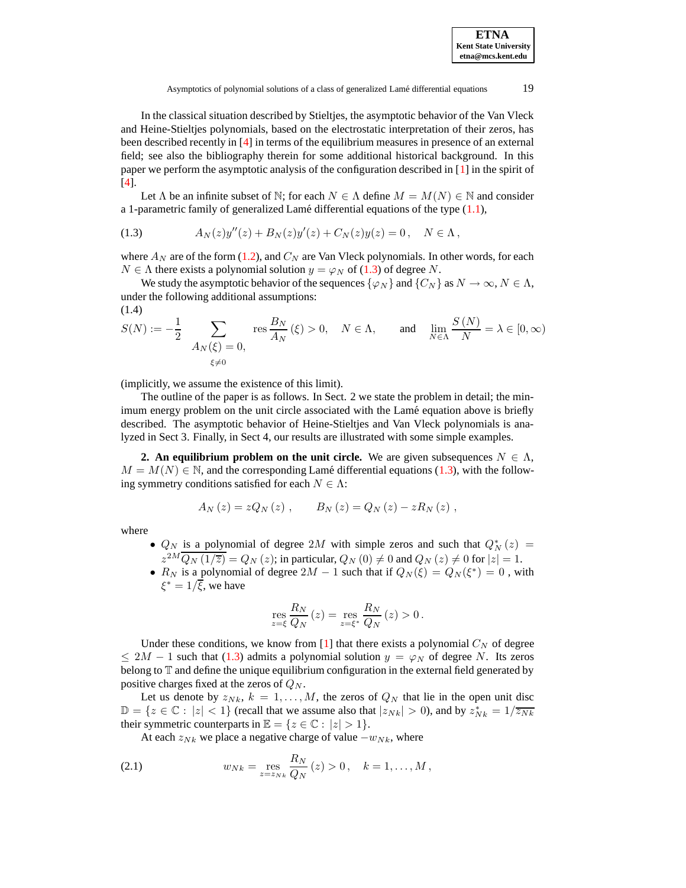In the classical situation described by Stieltjes, the asymptotic behavior of the Van Vleck and Heine-Stieltjes polynomials, based on the electrostatic interpretation of their zeros, has been described recently in [4] in terms of the equilibrium measures in presence of an external field; see also the bibliography therein for some additional historical background. In this paper we perform the asymptotic analysis of the configuration described in [1] in the spirit of [4].

Let $\Lambda$ be an infinite subset of $\mathbb{N}$; for each $N \in \Lambda$ define $M = M(N) \in \mathbb{N}$ and consider a 1-parametric family of generalized Lamé differential equations of the type (1.1),

$$A_N(z)y''(z) + B_N(z)y'(z) + C_N(z)y(z) = 0\,, \quad N \in \Lambda\,, \tag{1.3}$$

where $A_N$ are of the form (1.2), and $C_N$ are Van Vleck polynomials. In other words, for each $N \in \Lambda$ there exists a polynomial solution $y = \varphi_N$ of (1.3) of degree $N$.

We study the asymptotic behavior of the sequences $\{\varphi_N\}$ and $\{C_N\}$ as $N \to \infty$, $N \in \Lambda$, under the following additional assumptions:

$$S(N) := -\frac{1}{2} \sum_{\substack{A_N(\xi) = 0, \\ \xi \neq 0}} \operatorname{res} \frac{B_N}{A_N}(\xi) > 0, \quad N \in \Lambda, \qquad \text{and} \qquad \lim_{N \in \Lambda} \frac{S(N)}{N} = \lambda \in [0, \infty) \tag{1.4}$$

(implicitly, we assume the existence of this limit).

The outline of the paper is as follows. In Sect. 2 we state the problem in detail; the minimum energy problem on the unit circle associated with the Lamé equation above is briefly described. The asymptotic behavior of Heine-Stieltjes and Van Vleck polynomials is analyzed in Sect 3. Finally, in Sect 4, our results are illustrated with some simple examples.

## 2. An equilibrium problem on the unit circle.

We are given subsequences $N \in \Lambda$, $M = M(N) \in \mathbb{N}$, and the corresponding Lamé differential equations (1.3), with the following symmetry conditions satisfied for each $N \in \Lambda$:

$$A_N(z) = zQ_N(z)\,, \qquad B_N(z) = Q_N(z) - zR_N(z)\,,$$

where

- $Q_N$ is a polynomial of degree $2M$ with simple zeros and such that $Q_N^*(z) = z^{2M}\overline{Q_N(1/\overline{z})} = Q_N(z)$; in particular, $Q_N(0) \neq 0$ and $Q_N(z) \neq 0$ for $|z| = 1$.
- $R_N$ is a polynomial of degree $2M - 1$ such that if $Q_N(\xi) = Q_N(\xi^*) = 0$, with $\xi^* = 1/\overline{\xi}$, we have

$$\operatorname*{res}_{z=\xi} \frac{R_N}{Q_N}(z) = \operatorname*{res}_{z=\xi^*} \frac{R_N}{Q_N}(z) > 0\,.$$

Under these conditions, we know from [1] that there exists a polynomial $C_N$ of degree $\leq 2M - 1$ such that (1.3) admits a polynomial solution $y = \varphi_N$ of degree $N$. Its zeros belong to $\mathbb{T}$ and define the unique equilibrium configuration in the external field generated by positive charges fixed at the zeros of $Q_N$.

Let us denote by $z_{Nk}$, $k = 1, \ldots, M$, the zeros of $Q_N$ that lie in the open unit disc $\mathbb{D} = \{z \in \mathbb{C} : |z| < 1\}$ (recall that we assume also that $|z_{Nk}| > 0$), and by $z_{Nk}^* = 1/\overline{z_{Nk}}$ their symmetric counterparts in $\mathbb{E} = \{z \in \mathbb{C} : |z| > 1\}$.

At each $z_{Nk}$ we place a negative charge of value $-w_{Nk}$, where

$$w_{Nk} = \operatorname*{res}_{z=z_{Nk}} \frac{R_N}{Q_N}(z) > 0\,, \quad k = 1, \ldots, M\,, \tag{2.1}$$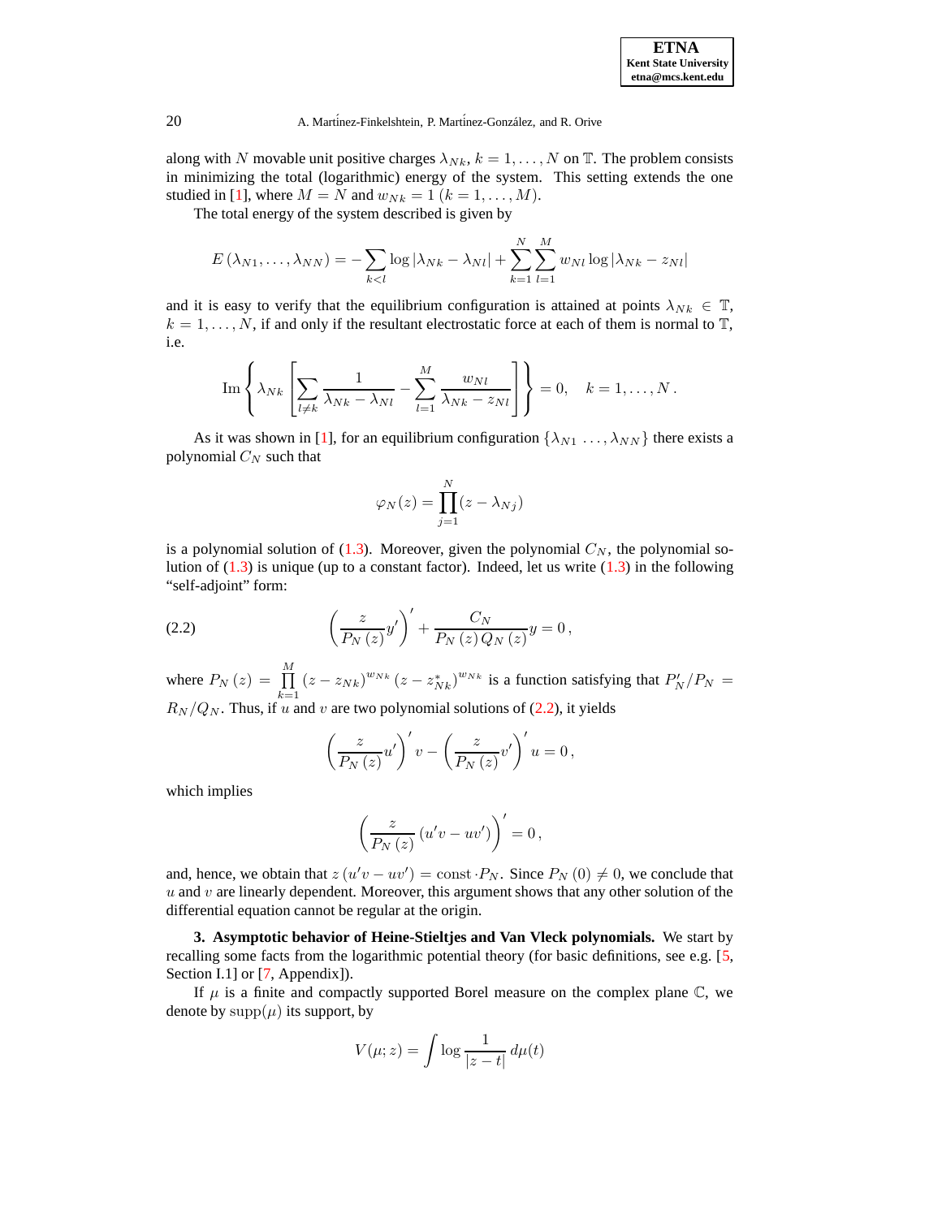along with $N$ movable unit positive charges $\lambda_{Nk}$, $k = 1, \ldots, N$ on $\mathbb{T}$. The problem consists in minimizing the total (logarithmic) energy of the system. This setting extends the one studied in [1], where $M = N$ and $w_{Nk} = 1$ $(k = 1, \ldots, M)$.

The total energy of the system described is given by

$$E(\lambda_{N1}, \ldots, \lambda_{NN}) = -\sum_{k<l} \log |\lambda_{Nk} - \lambda_{Nl}| + \sum_{k=1}^{N} \sum_{l=1}^{M} w_{Nl} \log |\lambda_{Nk} - z_{Nl}|$$

and it is easy to verify that the equilibrium configuration is attained at points $\lambda_{Nk} \in \mathbb{T}$, $k = 1, \ldots, N$, if and only if the resultant electrostatic force at each of them is normal to $\mathbb{T}$, i.e.

$$\operatorname{Im} \left\{ \lambda_{Nk} \left[ \sum_{l \neq k} \frac{1}{\lambda_{Nk} - \lambda_{Nl}} - \sum_{l=1}^{M} \frac{w_{Nl}}{\lambda_{Nk} - z_{Nl}} \right] \right\} = 0, \quad k = 1, \ldots, N\,.$$

As it was shown in [1], for an equilibrium configuration $\{\lambda_{N1} \ldots, \lambda_{NN}\}$ there exists a polynomial $C_N$ such that

$$\varphi_N(z) = \prod_{j=1}^{N} (z - \lambda_{Nj})$$

is a polynomial solution of (1.3). Moreover, given the polynomial $C_N$, the polynomial solution of (1.3) is unique (up to a constant factor). Indeed, let us write (1.3) in the following "self-adjoint" form:

$$\left( \frac{z}{P_N(z)} y' \right)' + \frac{C_N}{P_N(z)\, Q_N(z)} y = 0\,, \tag{2.2}$$

where $P_N(z) = \prod_{k=1}^{M} (z - z_{Nk})^{w_{Nk}} (z - z_{Nk}^*)^{w_{Nk}}$ is a function satisfying that $P_N'/P_N = R_N/Q_N$. Thus, if $u$ and $v$ are two polynomial solutions of (2.2), it yields

$$\left( \frac{z}{P_N(z)} u' \right)' v - \left( \frac{z}{P_N(z)} v' \right)' u = 0\,,$$

which implies

$$\left( \frac{z}{P_N(z)} (u'v - uv') \right)' = 0\,,$$

and, hence, we obtain that $z(u'v - uv') = \text{const} \cdot P_N$. Since $P_N(0) \neq 0$, we conclude that $u$ and $v$ are linearly dependent. Moreover, this argument shows that any other solution of the differential equation cannot be regular at the origin.

**3. Asymptotic behavior of Heine-Stieltjes and Van Vleck polynomials.** We start by recalling some facts from the logarithmic potential theory (for basic definitions, see e.g. [5, Section I.1] or [7, Appendix]).

If $\mu$ is a finite and compactly supported Borel measure on the complex plane $\mathbb{C}$, we denote by $\operatorname{supp}(\mu)$ its support, by

$$V(\mu; z) = \int \log \frac{1}{|z - t|} \, d\mu(t)$$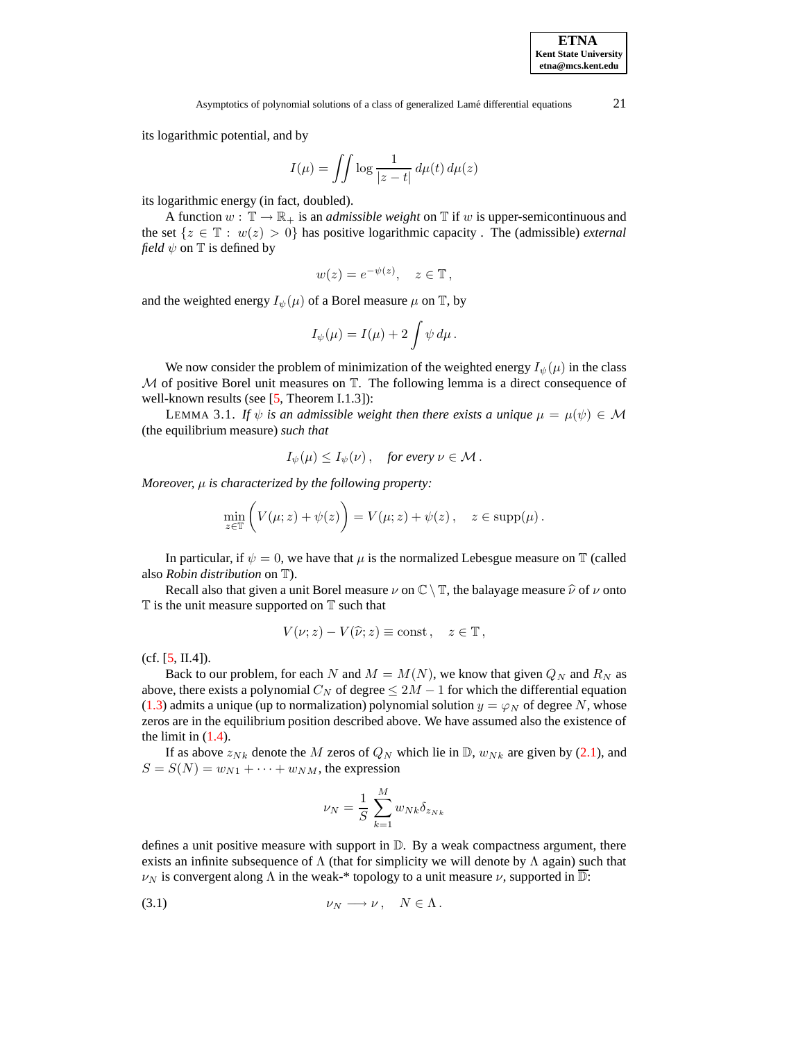its logarithmic potential, and by

$$I(\mu) = \iint \log \frac{1}{|z-t|}\, d\mu(t)\, d\mu(z)$$

its logarithmic energy (in fact, doubled).

A function $w : \mathbb{T} \to \mathbb{R}_+$ is an *admissible weight* on $\mathbb{T}$ if $w$ is upper-semicontinuous and the set $\{z \in \mathbb{T} :\ w(z) > 0\}$ has positive logarithmic capacity . The (admissible) *external field* $\psi$ on $\mathbb{T}$ is defined by

$$w(z) = e^{-\psi(z)}, \quad z \in \mathbb{T},$$

and the weighted energy $I_\psi(\mu)$ of a Borel measure $\mu$ on $\mathbb{T}$, by

$$I_\psi(\mu) = I(\mu) + 2\int \psi\, d\mu\,.$$

We now consider the problem of minimization of the weighted energy $I_\psi(\mu)$ in the class $\mathcal{M}$ of positive Borel unit measures on $\mathbb{T}$. The following lemma is a direct consequence of well-known results (see [5, Theorem I.1.3]):

LEMMA 3.1. *If $\psi$ is an admissible weight then there exists a unique $\mu = \mu(\psi) \in \mathcal{M}$* (the equilibrium measure) *such that*

$$I_\psi(\mu) \le I_\psi(\nu)\,, \quad \textit{for every } \nu \in \mathcal{M}\,.$$

*Moreover, $\mu$ is characterized by the following property:*

$$\min_{z\in\mathbb{T}} \Big( V(\mu; z) + \psi(z) \Big) = V(\mu; z) + \psi(z)\,, \quad z \in \operatorname{supp}(\mu)\,.$$

In particular, if $\psi = 0$, we have that $\mu$ is the normalized Lebesgue measure on $\mathbb{T}$ (called also *Robin distribution* on $\mathbb{T}$).

Recall also that given a unit Borel measure $\nu$ on $\mathbb{C} \setminus \mathbb{T}$, the balayage measure $\widehat{\nu}$ of $\nu$ onto $\mathbb{T}$ is the unit measure supported on $\mathbb{T}$ such that

$$V(\nu; z) - V(\widehat{\nu}; z) \equiv \text{const}\,, \quad z \in \mathbb{T}\,,$$

(cf. [5, II.4]).

Back to our problem, for each $N$ and $M = M(N)$, we know that given $Q_N$ and $R_N$ as above, there exists a polynomial $C_N$ of degree $\le 2M - 1$ for which the differential equation (1.3) admits a unique (up to normalization) polynomial solution $y = \varphi_N$ of degree $N$, whose zeros are in the equilibrium position described above. We have assumed also the existence of the limit in (1.4).

If as above $z_{Nk}$ denote the $M$ zeros of $Q_N$ which lie in $\mathbb{D}$, $w_{Nk}$ are given by (2.1), and $S = S(N) = w_{N1} + \cdots + w_{NM}$, the expression

$$\nu_N = \frac{1}{S} \sum_{k=1}^{M} w_{Nk} \delta_{z_{Nk}}$$

defines a unit positive measure with support in $\mathbb{D}$. By a weak compactness argument, there exists an infinite subsequence of $\Lambda$ (that for simplicity we will denote by $\Lambda$ again) such that $\nu_N$ is convergent along $\Lambda$ in the weak-* topology to a unit measure $\nu$, supported in $\overline{\mathbb{D}}$:

$$\nu_N \longrightarrow \nu\,, \quad N \in \Lambda\,. \tag{3.1}$$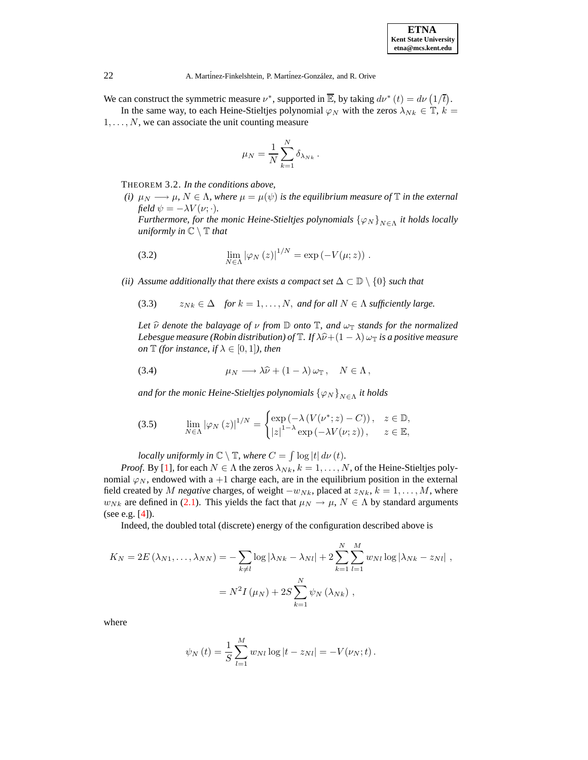We can construct the symmetric measure $\nu^*$, supported in $\overline{\mathbb{E}}$, by taking $d\nu^*(t) = d\nu\left(1/\overline{t}\right)$.

In the same way, to each Heine-Stieltjes polynomial $\varphi_N$ with the zeros $\lambda_{Nk} \in \mathbb{T}$, $k = 1, \ldots, N$, we can associate the unit counting measure

$$\mu_N = \frac{1}{N} \sum_{k=1}^{N} \delta_{\lambda_{Nk}} .$$

THEOREM 3.2. *In the conditions above,*

*(i)* $\mu_N \longrightarrow \mu$, $N \in \Lambda$, *where* $\mu = \mu(\psi)$ *is the equilibrium measure of* $\mathbb{T}$ *in the external field* $\psi = -\lambda V(\nu; \cdot)$.

*Furthermore, for the monic Heine-Stieltjes polynomials* $\{\varphi_N\}_{N\in\Lambda}$ *it holds locally uniformly in* $\mathbb{C} \setminus \mathbb{T}$ *that*

$$\lim_{N\in\Lambda} |\varphi_N(z)|^{1/N} = \exp\left(-V(\mu; z)\right) . \tag{3.2}$$

*(ii) Assume additionally that there exists a compact set* $\Delta \subset \mathbb{D} \setminus \{0\}$ *such that*

$$z_{Nk} \in \Delta \quad \text{for } k = 1, \ldots, N, \text{ and for all } N \in \Lambda \text{ sufficiently large.} \tag{3.3}$$

*Let* $\widehat{\nu}$ *denote the balayage of* $\nu$ *from* $\mathbb{D}$ *onto* $\mathbb{T}$*, and* $\omega_{\mathbb{T}}$ *stands for the normalized Lebesgue measure (Robin distribution) of* $\mathbb{T}$*. If* $\lambda\widehat{\nu} + (1-\lambda)\,\omega_{\mathbb{T}}$ *is a positive measure on* $\mathbb{T}$ *(for instance, if* $\lambda \in [0,1]$*), then*

$$\mu_N \longrightarrow \lambda\widehat{\nu} + (1-\lambda)\,\omega_{\mathbb{T}}\,, \quad N \in \Lambda\,, \tag{3.4}$$

*and for the monic Heine-Stieltjes polynomials* $\{\varphi_N\}_{N\in\Lambda}$ *it holds*

$$\lim_{N\in\Lambda} |\varphi_N(z)|^{1/N} = \begin{cases} \exp\left(-\lambda\left(V(\nu^*; z) - C\right)\right), & z \in \mathbb{D}, \\ |z|^{1-\lambda} \exp\left(-\lambda V(\nu; z)\right), & z \in \mathbb{E}, \end{cases} \tag{3.5}$$

*locally uniformly in* $\mathbb{C} \setminus \mathbb{T}$*, where* $C = \int \log|t|\, d\nu(t)$.

*Proof.* By [1], for each $N \in \Lambda$ the zeros $\lambda_{Nk}$, $k = 1, \ldots, N$, of the Heine-Stieltjes polynomial $\varphi_N$, endowed with a $+1$ charge each, are in the equilibrium position in the external field created by $M$ *negative* charges, of weight $-w_{Nk}$, placed at $z_{Nk}$, $k = 1, \ldots, M$, where $w_{Nk}$ are defined in (2.1). This yields the fact that $\mu_N \to \mu$, $N \in \Lambda$ by standard arguments (see e.g. [4]).

Indeed, the doubled total (discrete) energy of the configuration described above is

$$\begin{aligned} K_N = 2E\left(\lambda_{N1}, \ldots, \lambda_{NN}\right) &= -\sum_{k\neq l} \log|\lambda_{Nk} - \lambda_{Nl}| + 2\sum_{k=1}^{N}\sum_{l=1}^{M} w_{Nl} \log|\lambda_{Nk} - z_{Nl}| \,, \\ &= N^2 I\left(\mu_N\right) + 2S \sum_{k=1}^{N} \psi_N\left(\lambda_{Nk}\right) \,, \end{aligned}$$

where

$$\psi_N(t) = \frac{1}{S}\sum_{l=1}^{M} w_{Nl} \log|t - z_{Nl}| = -V(\nu_N; t)\,.$$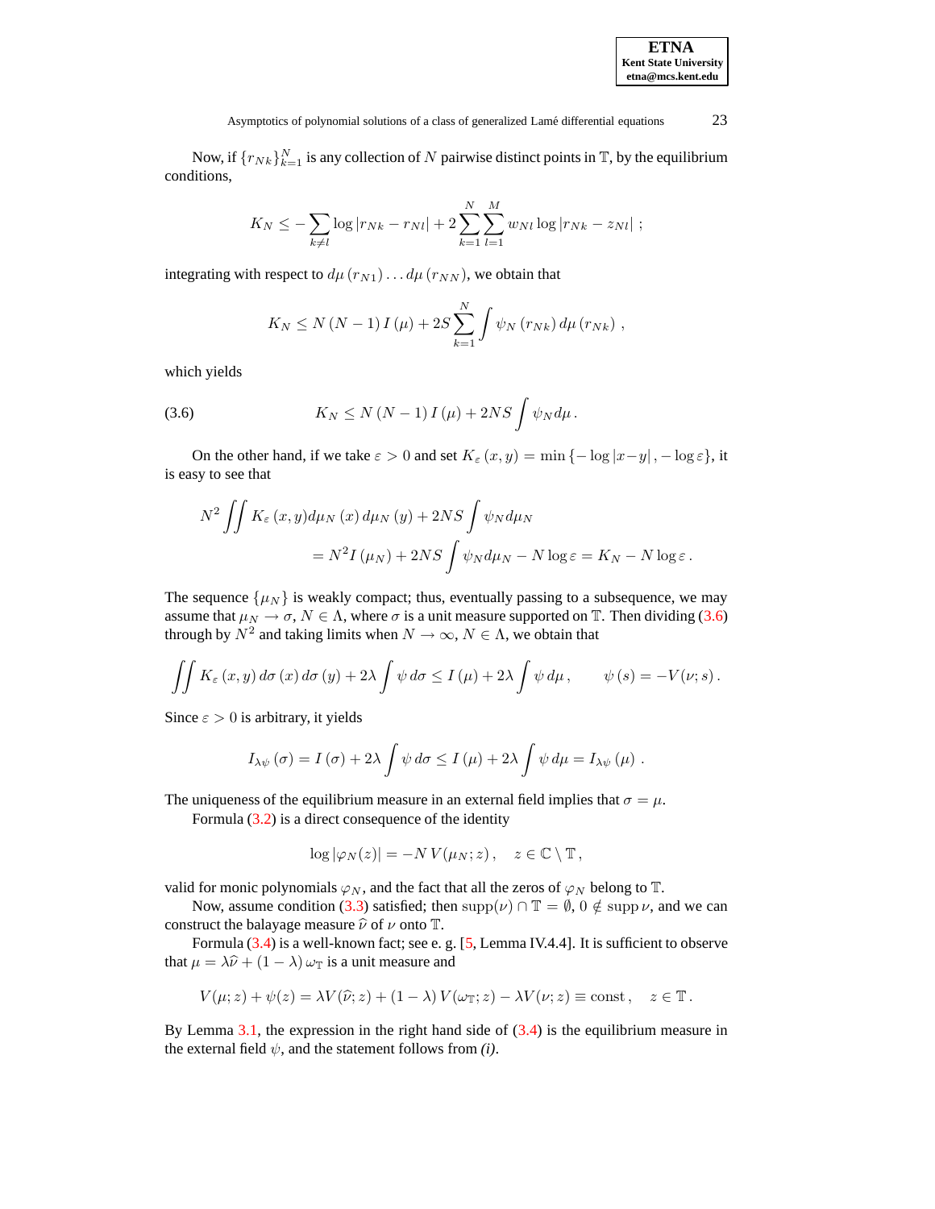Now, if $\{r_{Nk}\}_{k=1}^{N}$ is any collection of $N$ pairwise distinct points in $\mathbb{T}$, by the equilibrium conditions,

$$K_N \le -\sum_{k\neq l} \log|r_{Nk} - r_{Nl}| + 2\sum_{k=1}^{N}\sum_{l=1}^{M} w_{Nl} \log|r_{Nk} - z_{Nl}| \ ;$$

integrating with respect to $d\mu(r_{N1})\ldots d\mu(r_{NN})$, we obtain that

$$K_N \le N(N-1)\, I(\mu) + 2S\sum_{k=1}^{N}\int \psi_N(r_{Nk})\, d\mu(r_{Nk}) \ ,$$

which yields

$$K_N \le N(N-1)\, I(\mu) + 2NS\int \psi_N d\mu \, . \tag{3.6}$$

On the other hand, if we take $\varepsilon > 0$ and set $K_\varepsilon(x,y) = \min\{-\log|x-y|, -\log\varepsilon\}$, it is easy to see that

$$N^2 \iint K_\varepsilon(x,y) d\mu_N(x)\, d\mu_N(y) + 2NS\int \psi_N d\mu_N$$
$$= N^2 I(\mu_N) + 2NS\int \psi_N d\mu_N - N\log\varepsilon = K_N - N\log\varepsilon \, .$$

The sequence $\{\mu_N\}$ is weakly compact; thus, eventually passing to a subsequence, we may assume that $\mu_N \to \sigma$, $N \in \Lambda$, where $\sigma$ is a unit measure supported on $\mathbb{T}$. Then dividing (3.6) through by $N^2$ and taking limits when $N \to \infty$, $N \in \Lambda$, we obtain that

$$\iint K_\varepsilon(x,y)\, d\sigma(x)\, d\sigma(y) + 2\lambda\int \psi\, d\sigma \le I(\mu) + 2\lambda\int \psi\, d\mu \, , \qquad \psi(s) = -V(\nu;s) \, .$$

Since $\varepsilon > 0$ is arbitrary, it yields

$$I_{\lambda\psi}(\sigma) = I(\sigma) + 2\lambda\int \psi\, d\sigma \le I(\mu) + 2\lambda\int \psi\, d\mu = I_{\lambda\psi}(\mu) \ .$$

The uniqueness of the equilibrium measure in an external field implies that $\sigma = \mu$.

Formula (3.2) is a direct consequence of the identity

$$\log|\varphi_N(z)| = -N\, V(\mu_N; z)\, , \quad z \in \mathbb{C}\setminus\mathbb{T}\, ,$$

valid for monic polynomials $\varphi_N$, and the fact that all the zeros of $\varphi_N$ belong to $\mathbb{T}$.

Now, assume condition (3.3) satisfied; then $\operatorname{supp}(\nu)\cap\mathbb{T} = \emptyset$, $0 \notin \operatorname{supp}\nu$, and we can construct the balayage measure $\widehat{\nu}$ of $\nu$ onto $\mathbb{T}$.

Formula (3.4) is a well-known fact; see e. g. [5, Lemma IV.4.4]. It is sufficient to observe that $\mu = \lambda\widehat{\nu} + (1-\lambda)\,\omega_{\mathbb{T}}$ is a unit measure and

$$V(\mu;z) + \psi(z) = \lambda V(\widehat{\nu};z) + (1-\lambda)\, V(\omega_{\mathbb{T}};z) - \lambda V(\nu;z) \equiv \text{const}\, , \quad z \in \mathbb{T}\, .$$

By Lemma 3.1, the expression in the right hand side of (3.4) is the equilibrium measure in the external field $\psi$, and the statement follows from *(i)*.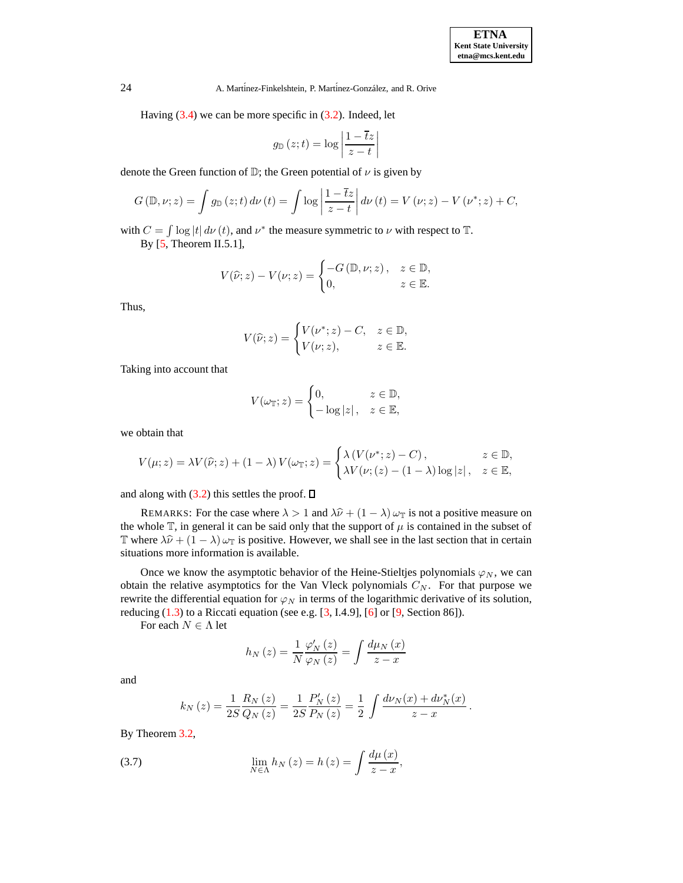Having (3.4) we can be more specific in (3.2). Indeed, let

$$g_{\mathbb{D}}(z;t) = \log\left|\frac{1-\overline{t}z}{z-t}\right|$$

denote the Green function of $\mathbb{D}$; the Green potential of $\nu$ is given by

$$G(\mathbb{D},\nu;z) = \int g_{\mathbb{D}}(z;t)\,d\nu(t) = \int \log\left|\frac{1-\overline{t}z}{z-t}\right| d\nu(t) = V(\nu;z) - V(\nu^*;z) + C,$$

with $C = \int \log|t|\,d\nu(t)$, and $\nu^*$ the measure symmetric to $\nu$ with respect to $\mathbb{T}$.

By [5, Theorem II.5.1],

$$V(\widehat{\nu};z) - V(\nu;z) = \begin{cases} -G(\mathbb{D},\nu;z), & z \in \mathbb{D}, \\ 0, & z \in \mathbb{E}. \end{cases}$$

Thus,

$$V(\widehat{\nu};z) = \begin{cases} V(\nu^*;z) - C, & z \in \mathbb{D}, \\ V(\nu;z), & z \in \mathbb{E}. \end{cases}$$

Taking into account that

$$V(\omega_{\mathbb{T}};z) = \begin{cases} 0, & z \in \mathbb{D}, \\ -\log|z|, & z \in \mathbb{E}, \end{cases}$$

we obtain that

$$V(\mu;z) = \lambda V(\widehat{\nu};z) + (1-\lambda)\,V(\omega_{\mathbb{T}};z) = \begin{cases} \lambda\left(V(\nu^*;z) - C\right), & z \in \mathbb{D}, \\ \lambda V(\nu;(z) - (1-\lambda)\log|z|, & z \in \mathbb{E}, \end{cases}$$

and along with (3.2) this settles the proof. ∎

REMARKS: For the case where $\lambda > 1$ and $\lambda\widehat{\nu} + (1-\lambda)\,\omega_{\mathbb{T}}$ is not a positive measure on the whole $\mathbb{T}$, in general it can be said only that the support of $\mu$ is contained in the subset of $\mathbb{T}$ where $\lambda\widehat{\nu} + (1-\lambda)\,\omega_{\mathbb{T}}$ is positive. However, we shall see in the last section that in certain situations more information is available.

Once we know the asymptotic behavior of the Heine-Stieltjes polynomials $\varphi_N$, we can obtain the relative asymptotics for the Van Vleck polynomials $C_N$. For that purpose we rewrite the differential equation for $\varphi_N$ in terms of the logarithmic derivative of its solution, reducing (1.3) to a Riccati equation (see e.g. [3, I.4.9], [6] or [9, Section 86]).

For each $N \in \Lambda$ let

$$h_N(z) = \frac{1}{N}\frac{\varphi_N'(z)}{\varphi_N(z)} = \int \frac{d\mu_N(x)}{z-x}$$

and

$$k_N(z) = \frac{1}{2S}\frac{R_N(z)}{Q_N(z)} = \frac{1}{2S}\frac{P_N'(z)}{P_N(z)} = \frac{1}{2}\int \frac{d\nu_N(x) + d\nu_N^*(x)}{z-x}.$$

By Theorem 3.2,

$$\lim_{N\in\Lambda} h_N(z) = h(z) = \int \frac{d\mu(x)}{z-x}, \tag{3.7}$$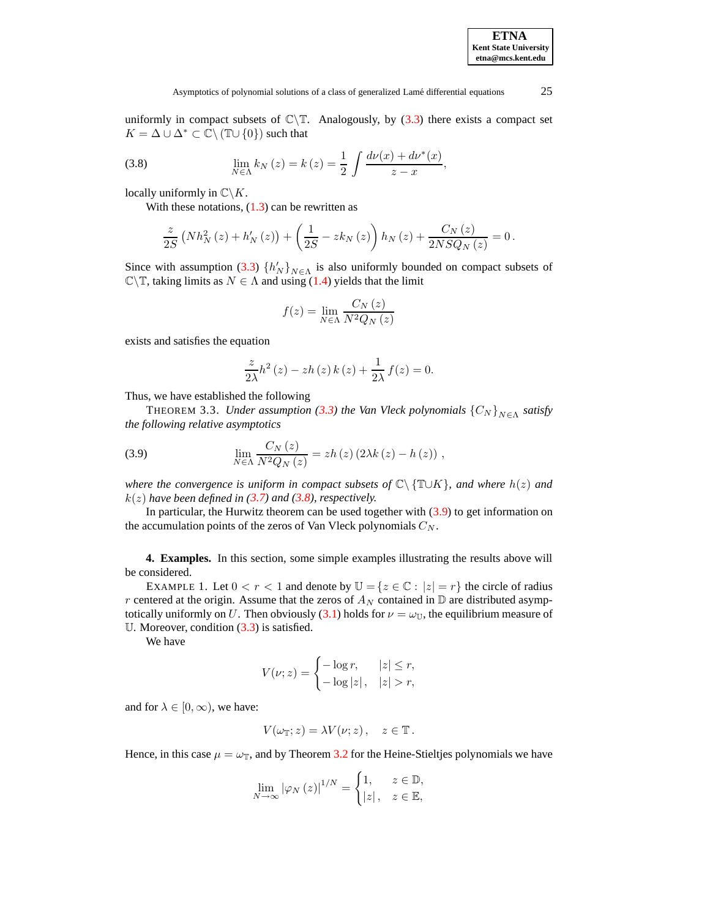uniformly in compact subsets of $\mathbb{C}\backslash\mathbb{T}$. Analogously, by (3.3) there exists a compact set $K = \Delta \cup \Delta^* \subset \mathbb{C}\backslash(\mathbb{T}\cup\{0\})$ such that

$$\lim_{N\in\Lambda} k_N(z) = k(z) = \frac{1}{2}\int \frac{d\nu(x) + d\nu^*(x)}{z-x}, \tag{3.8}$$

locally uniformly in $\mathbb{C}\backslash K$.

With these notations, (1.3) can be rewritten as

$$\frac{z}{2S}\left(Nh_N^2(z) + h_N'(z)\right) + \left(\frac{1}{2S} - zk_N(z)\right)h_N(z) + \frac{C_N(z)}{2NSQ_N(z)} = 0\,.$$

Since with assumption (3.3) $\{h_N'\}_{N\in\Lambda}$ is also uniformly bounded on compact subsets of $\mathbb{C}\backslash\mathbb{T}$, taking limits as $N \in \Lambda$ and using (1.4) yields that the limit

$$f(z) = \lim_{N\in\Lambda}\frac{C_N(z)}{N^2Q_N(z)}$$

exists and satisfies the equation

$$\frac{z}{2\lambda}h^2(z) - zh(z)k(z) + \frac{1}{2\lambda}f(z) = 0.$$

Thus, we have established the following

THEOREM 3.3. *Under assumption (3.3) the Van Vleck polynomials $\{C_N\}_{N\in\Lambda}$ satisfy the following relative asymptotics*

$$\lim_{N\in\Lambda}\frac{C_N(z)}{N^2Q_N(z)} = zh(z)\left(2\lambda k(z) - h(z)\right), \tag{3.9}$$

*where the convergence is uniform in compact subsets of $\mathbb{C}\backslash\{\mathbb{T}\cup K\}$, and where $h(z)$ and $k(z)$ have been defined in (3.7) and (3.8), respectively.*

In particular, the Hurwitz theorem can be used together with (3.9) to get information on the accumulation points of the zeros of Van Vleck polynomials $C_N$.

**4. Examples.** In this section, some simple examples illustrating the results above will be considered.

EXAMPLE 1. Let $0 < r < 1$ and denote by $\mathbb{U} = \{z \in \mathbb{C} : |z| = r\}$ the circle of radius $r$ centered at the origin. Assume that the zeros of $A_N$ contained in $\mathbb{D}$ are distributed asymptotically uniformly on $U$. Then obviously (3.1) holds for $\nu = \omega_{\mathbb{U}}$, the equilibrium measure of $\mathbb{U}$. Moreover, condition (3.3) is satisfied.

We have

$$V(\nu; z) = \begin{cases} -\log r, & |z| \le r, \\ -\log|z|, & |z| > r, \end{cases}$$

and for $\lambda \in [0, \infty)$, we have:

$$V(\omega_{\mathbb{T}}; z) = \lambda V(\nu; z)\,, \quad z \in \mathbb{T}\,.$$

Hence, in this case $\mu = \omega_{\mathbb{T}}$, and by Theorem 3.2 for the Heine-Stieltjes polynomials we have

$$\lim_{N\to\infty}|\varphi_N(z)|^{1/N} = \begin{cases} 1, & z \in \mathbb{D}, \\ |z|\,, & z \in \mathbb{E}, \end{cases}$$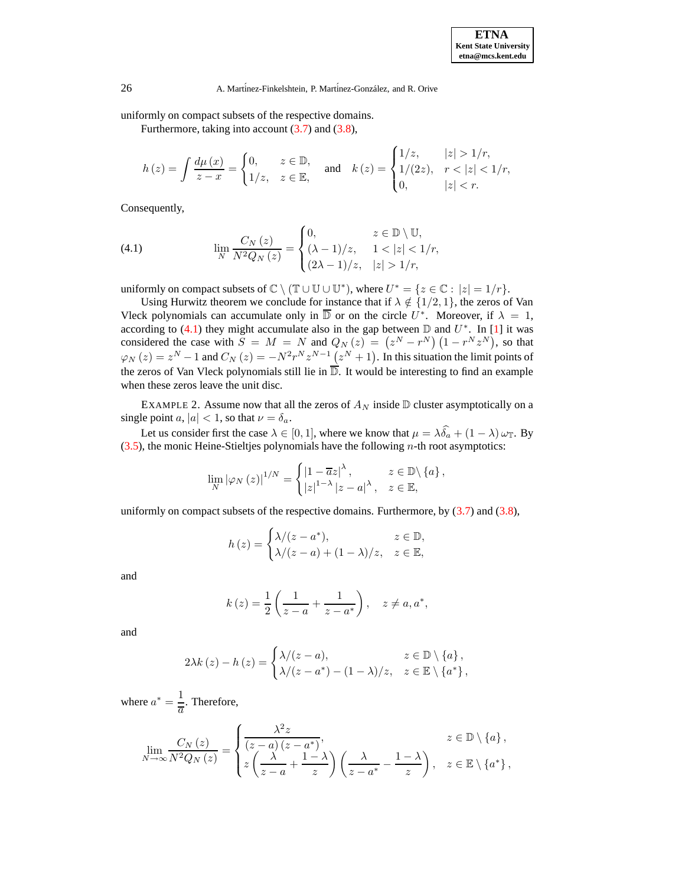uniformly on compact subsets of the respective domains.

Furthermore, taking into account (3.7) and (3.8),

$$h(z) = \int \frac{d\mu(x)}{z-x} = \begin{cases} 0, & z \in \mathbb{D}, \\ 1/z, & z \in \mathbb{E}, \end{cases} \quad \text{and} \quad k(z) = \begin{cases} 1/z, & |z| > 1/r, \\ 1/(2z), & r < |z| < 1/r, \\ 0, & |z| < r. \end{cases}$$

Consequently,

$$\lim_N \frac{C_N(z)}{N^2 Q_N(z)} = \begin{cases} 0, & z \in \mathbb{D} \setminus \mathbb{U}, \\ (\lambda - 1)/z, & 1 < |z| < 1/r, \\ (2\lambda - 1)/z, & |z| > 1/r, \end{cases} \tag{4.1}$$

uniformly on compact subsets of $\mathbb{C} \setminus (\mathbb{T} \cup \mathbb{U} \cup \mathbb{U}^*)$, where $U^* = \{z \in \mathbb{C} : |z| = 1/r\}$.

Using Hurwitz theorem we conclude for instance that if $\lambda \notin \{1/2, 1\}$, the zeros of Van Vleck polynomials can accumulate only in $\overline{\mathbb{D}}$ or on the circle $U^*$. Moreover, if $\lambda = 1$, according to (4.1) they might accumulate also in the gap between $\mathbb{D}$ and $U^*$. In [1] it was considered the case with $S = M = N$ and $Q_N(z) = (z^N - r^N)(1 - r^N z^N)$, so that $\varphi_N(z) = z^N - 1$ and $C_N(z) = -N^2 r^N z^{N-1}(z^N + 1)$. In this situation the limit points of the zeros of Van Vleck polynomials still lie in $\overline{\mathbb{D}}$. It would be interesting to find an example when these zeros leave the unit disc.

EXAMPLE 2. Assume now that all the zeros of $A_N$ inside $\mathbb{D}$ cluster asymptotically on a single point $a$, $|a| < 1$, so that $\nu = \delta_a$.

Let us consider first the case $\lambda \in [0, 1]$, where we know that $\mu = \lambda \widehat{\delta_a} + (1 - \lambda)\,\omega_{\mathbb{T}}$. By (3.5), the monic Heine-Stieltjes polynomials have the following $n$-th root asymptotics:

$$\lim_N |\varphi_N(z)|^{1/N} = \begin{cases} |1 - \overline{a}z|^{\lambda}, & z \in \mathbb{D} \setminus \{a\}, \\ |z|^{1-\lambda} |z - a|^{\lambda}, & z \in \mathbb{E}, \end{cases}$$

uniformly on compact subsets of the respective domains. Furthermore, by (3.7) and (3.8),

$$h(z) = \begin{cases} \lambda/(z - a^*), & z \in \mathbb{D}, \\ \lambda/(z - a) + (1 - \lambda)/z, & z \in \mathbb{E}, \end{cases}$$

and

$$k(z) = \frac{1}{2}\left(\frac{1}{z-a} + \frac{1}{z-a^*}\right), \quad z \neq a, a^*,$$

and

$$2\lambda k(z) - h(z) = \begin{cases} \lambda/(z-a), & z \in \mathbb{D} \setminus \{a\}, \\ \lambda/(z - a^*) - (1-\lambda)/z, & z \in \mathbb{E} \setminus \{a^*\}, \end{cases}$$

where $a^* = \dfrac{1}{\overline{a}}$. Therefore,

$$\lim_{N \to \infty} \frac{C_N(z)}{N^2 Q_N(z)} = \begin{cases} \dfrac{\lambda^2 z}{(z-a)(z-a^*)}, & z \in \mathbb{D} \setminus \{a\}, \\ z\left(\dfrac{\lambda}{z-a} + \dfrac{1-\lambda}{z}\right)\left(\dfrac{\lambda}{z-a^*} - \dfrac{1-\lambda}{z}\right), & z \in \mathbb{E} \setminus \{a^*\}, \end{cases}$$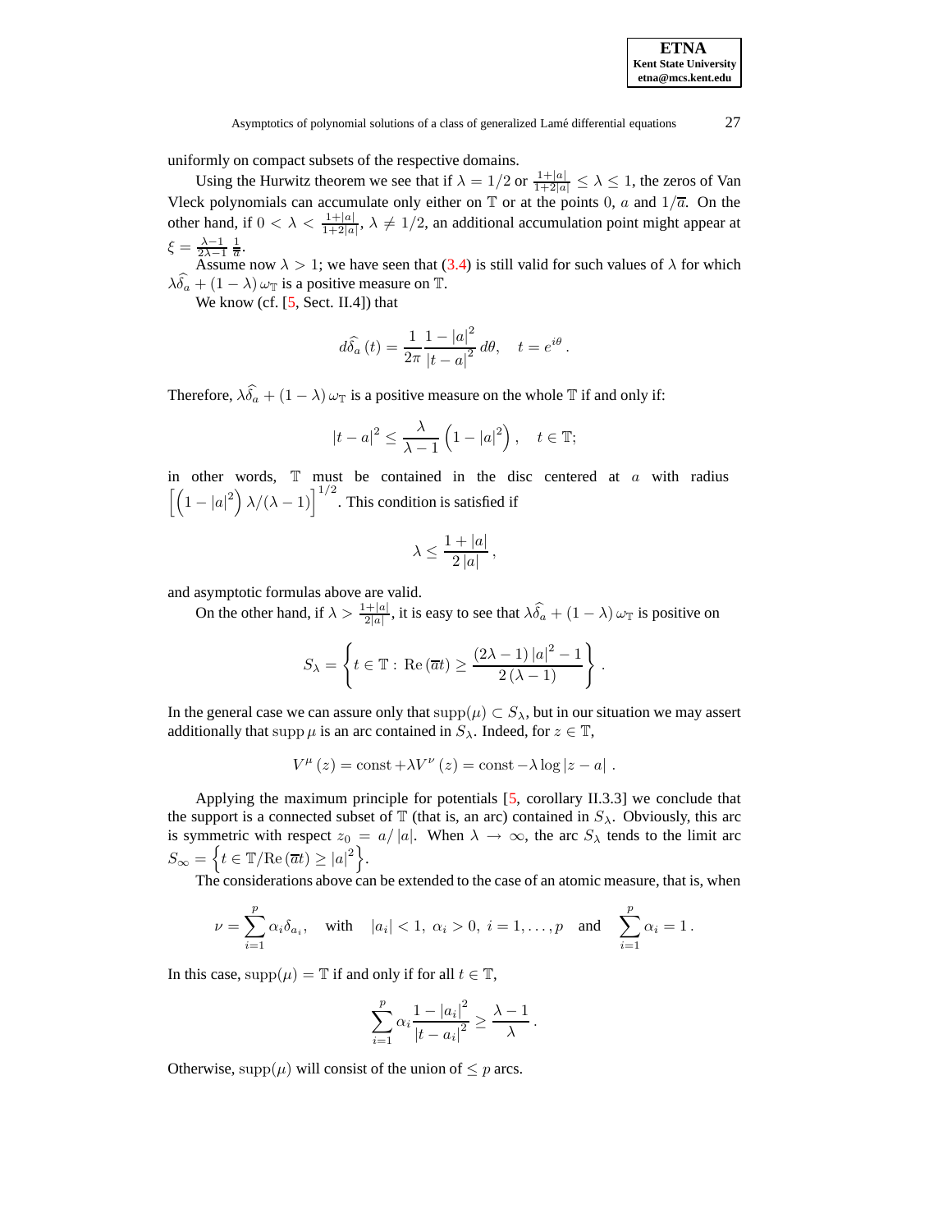uniformly on compact subsets of the respective domains.

Using the Hurwitz theorem we see that if $\lambda = 1/2$ or $\frac{1+|a|}{1+2|a|} \leq \lambda \leq 1$, the zeros of Van Vleck polynomials can accumulate only either on $\mathbb{T}$ or at the points $0$, $a$ and $1/\overline{a}$. On the other hand, if $0 < \lambda < \frac{1+|a|}{1+2|a|}$, $\lambda \neq 1/2$, an additional accumulation point might appear at $\xi = \frac{\lambda-1}{2\lambda-1}\frac{1}{\overline{a}}$.

Assume now $\lambda > 1$; we have seen that (3.4) is still valid for such values of $\lambda$ for which $\lambda\widehat{\delta}_a + (1-\lambda)\,\omega_{\mathbb{T}}$ is a positive measure on $\mathbb{T}$.

We know (cf. [5, Sect. II.4]) that

$$d\widehat{\delta}_a\,(t) = \frac{1}{2\pi}\frac{1-|a|^2}{|t-a|^2}\,d\theta, \quad t = e^{i\theta}\,.$$

Therefore, $\lambda\widehat{\delta}_a + (1-\lambda)\,\omega_{\mathbb{T}}$ is a positive measure on the whole $\mathbb{T}$ if and only if:

$$|t-a|^2 \leq \frac{\lambda}{\lambda-1}\left(1-|a|^2\right), \quad t \in \mathbb{T};$$

in other words, $\mathbb{T}$ must be contained in the disc centered at $a$ with radius $\left[\left(1-|a|^2\right)\lambda/(\lambda-1)\right]^{1/2}$. This condition is satisfied if

$$\lambda \leq \frac{1+|a|}{2\,|a|}\,,$$

and asymptotic formulas above are valid.

On the other hand, if $\lambda > \frac{1+|a|}{2|a|}$, it is easy to see that $\lambda\widehat{\delta}_a + (1-\lambda)\,\omega_{\mathbb{T}}$ is positive on

$$S_\lambda = \left\{t \in \mathbb{T} :\ \mathrm{Re}\,(\overline{a}t) \geq \frac{(2\lambda-1)\,|a|^2-1}{2\,(\lambda-1)}\right\}.$$

In the general case we can assure only that $\mathrm{supp}(\mu) \subset S_\lambda$, but in our situation we may assert additionally that $\mathrm{supp}\,\mu$ is an arc contained in $S_\lambda$. Indeed, for $z \in \mathbb{T}$,

$$V^\mu\,(z) = \mathrm{const} + \lambda V^\nu\,(z) = \mathrm{const} - \lambda \log|z-a|\;.$$

Applying the maximum principle for potentials [5, corollary II.3.3] we conclude that the support is a connected subset of $\mathbb{T}$ (that is, an arc) contained in $S_\lambda$. Obviously, this arc is symmetric with respect $z_0 = a/|a|$. When $\lambda \to \infty$, the arc $S_\lambda$ tends to the limit arc $S_\infty = \left\{t \in \mathbb{T}/\mathrm{Re}\,(\overline{a}t) \geq |a|^2\right\}$.

The considerations above can be extended to the case of an atomic measure, that is, when

$$\nu = \sum_{i=1}^{p}\alpha_i\delta_{a_i}, \quad \text{with} \quad |a_i| < 1,\ \alpha_i > 0,\ i = 1,\ldots,p \quad \text{and} \quad \sum_{i=1}^{p}\alpha_i = 1\,.$$

In this case, $\mathrm{supp}(\mu) = \mathbb{T}$ if and only if for all $t \in \mathbb{T}$,

$$\sum_{i=1}^{p}\alpha_i\frac{1-|a_i|^2}{|t-a_i|^2} \geq \frac{\lambda-1}{\lambda}\,.$$

Otherwise, $\mathrm{supp}(\mu)$ will consist of the union of $\leq p$ arcs.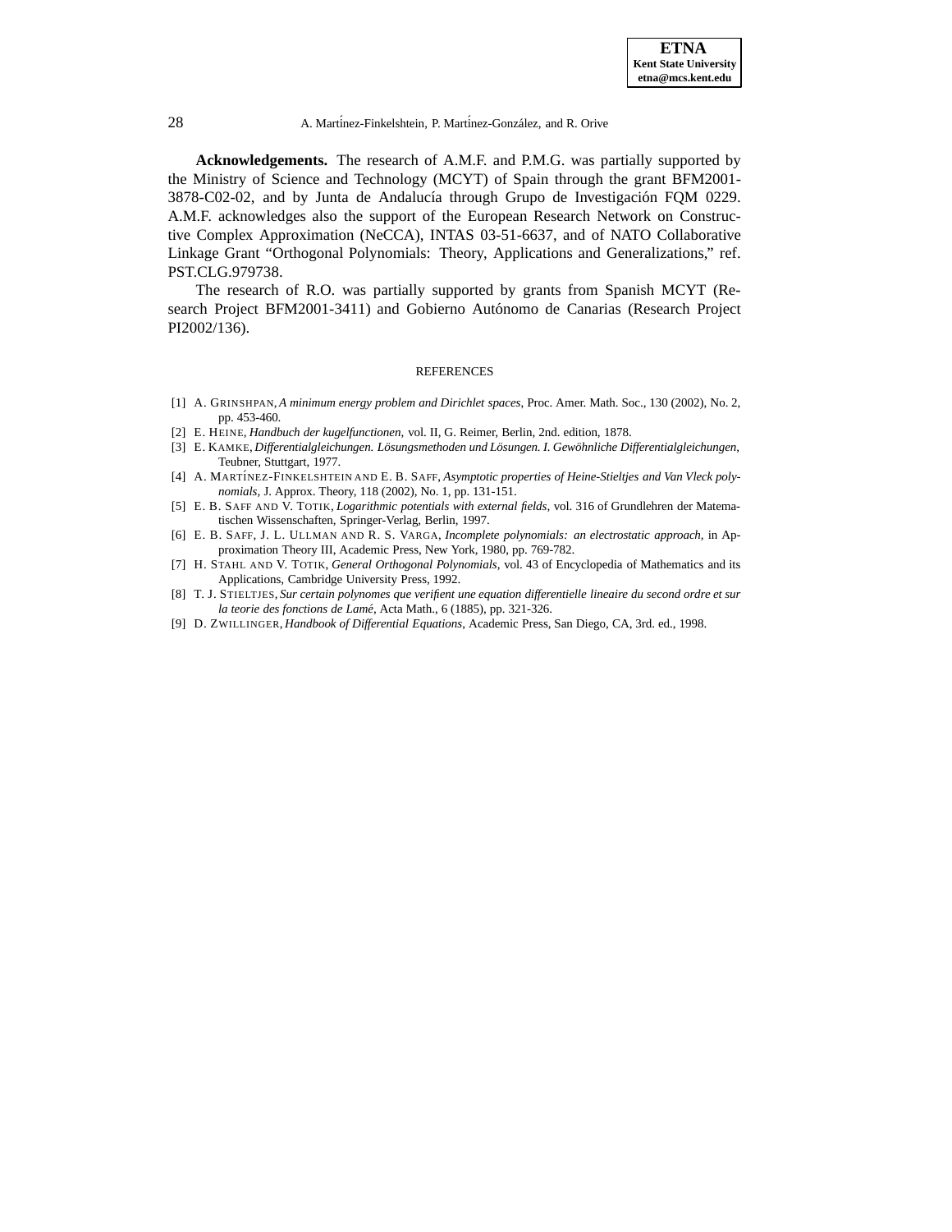**Acknowledgements.** The research of A.M.F. and P.M.G. was partially supported by the Ministry of Science and Technology (MCYT) of Spain through the grant BFM2001-3878-C02-02, and by Junta de Andalucía through Grupo de Investigación FQM 0229. A.M.F. acknowledges also the support of the European Research Network on Constructive Complex Approximation (NeCCA), INTAS 03-51-6637, and of NATO Collaborative Linkage Grant "Orthogonal Polynomials: Theory, Applications and Generalizations," ref. PST.CLG.979738.

The research of R.O. was partially supported by grants from Spanish MCYT (Research Project BFM2001-3411) and Gobierno Autónomo de Canarias (Research Project PI2002/136).

## REFERENCES

[1] A. Grinshpan, *A minimum energy problem and Dirichlet spaces*, Proc. Amer. Math. Soc., 130 (2002), No. 2, pp. 453-460.

[2] E. Heine, *Handbuch der kugelfunctionen*, vol. II, G. Reimer, Berlin, 2nd. edition, 1878.

[3] E. Kamke, *Differentialgleichungen. Lösungsmethoden und Lösungen. I. Gewöhnliche Differentialgleichungen*, Teubner, Stuttgart, 1977.

[4] A. Martínez-Finkelshtein and E. B. Saff, *Asymptotic properties of Heine-Stieltjes and Van Vleck polynomials*, J. Approx. Theory, 118 (2002), No. 1, pp. 131-151.

[5] E. B. Saff and V. Totik, *Logarithmic potentials with external fields*, vol. 316 of Grundlehren der Matematischen Wissenschaften, Springer-Verlag, Berlin, 1997.

[6] E. B. Saff, J. L. Ullman and R. S. Varga, *Incomplete polynomials: an electrostatic approach*, in Approximation Theory III, Academic Press, New York, 1980, pp. 769-782.

[7] H. Stahl and V. Totik, *General Orthogonal Polynomials*, vol. 43 of Encyclopedia of Mathematics and its Applications, Cambridge University Press, 1992.

[8] T. J. Stieltjes, *Sur certain polynomes que verifient une equation differentielle lineaire du second ordre et sur la teorie des fonctions de Lamé*, Acta Math., 6 (1885), pp. 321-326.

[9] D. Zwillinger, *Handbook of Differential Equations*, Academic Press, San Diego, CA, 3rd. ed., 1998.